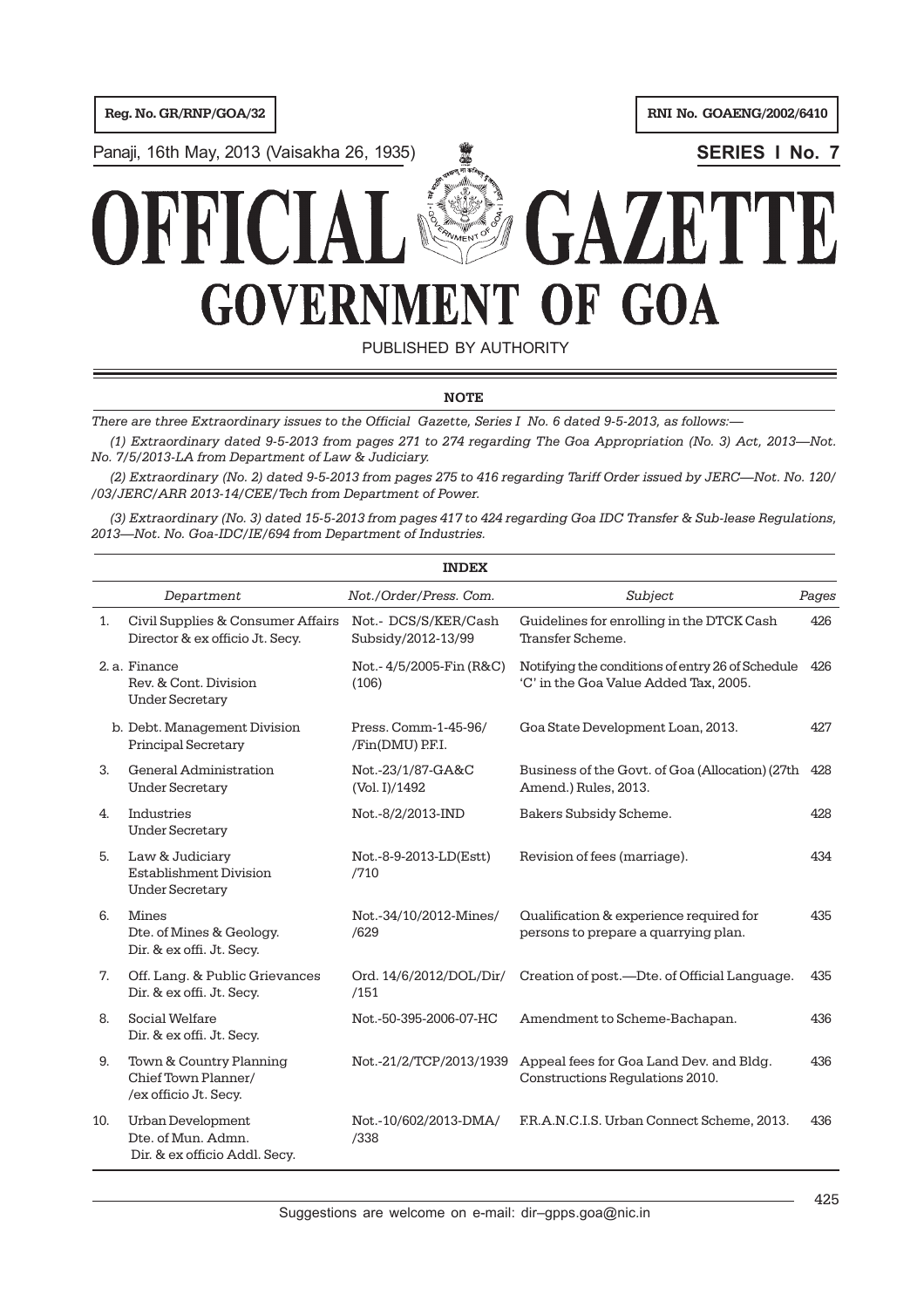Reg. No. GR/RNP/GOA/32

RNI No. GOAENG/2002/6410

Panaji, 16th May, 2013 (Vaisakha 26, 1935)

**SERIES I No. 7**

# OFFICIAL GAZETTE
# GOVERNMENT OF GOA

PUBLISHED BY AUTHORITY

**NOTE**

*There are three Extraordinary issues to the Official Gazette, Series I No. 6 dated 9-5-2013, as follows:—*

*(1) Extraordinary dated 9-5-2013 from pages 271 to 274 regarding The Goa Appropriation (No. 3) Act, 2013—Not. No. 7/5/2013-LA from Department of Law & Judiciary.*

*(2) Extraordinary (No. 2) dated 9-5-2013 from pages 275 to 416 regarding Tariff Order issued by JERC—Not. No. 120/ /03/JERC/ARR 2013-14/CEE/Tech from Department of Power.*

*(3) Extraordinary (No. 3) dated 15-5-2013 from pages 417 to 424 regarding Goa IDC Transfer & Sub-lease Regulations, 2013—Not. No. Goa-IDC/IE/694 from Department of Industries.*

**INDEX**

| | *Department* | *Not./Order/Press. Com.* | *Subject* | *Pages* |
|---|---|---|---|---|
| 1. | Civil Supplies & Consumer Affairs Director & ex officio Jt. Secy. | Not.- DCS/S/KER/Cash Subsidy/2012-13/99 | Guidelines for enrolling in the DTCK Cash Transfer Scheme. | 426 |
| 2. | a. Finance Rev. & Cont. Division Under Secretary | Not.- 4/5/2005-Fin (R&C) (106) | Notifying the conditions of entry 26 of Schedule 'C' in the Goa Value Added Tax, 2005. | 426 |
| | b. Debt. Management Division Principal Secretary | Press. Comm-1-45-96/ /Fin(DMU) P.F.I. | Goa State Development Loan, 2013. | 427 |
| 3. | General Administration Under Secretary | Not.-23/1/87-GA&C (Vol. I)/1492 | Business of the Govt. of Goa (Allocation) (27th Amend.) Rules, 2013. | 428 |
| 4. | Industries Under Secretary | Not.-8/2/2013-IND | Bakers Subsidy Scheme. | 428 |
| 5. | Law & Judiciary Establishment Division Under Secretary | Not.-8-9-2013-LD(Estt) /710 | Revision of fees (marriage). | 434 |
| 6. | Mines Dte. of Mines & Geology. Dir. & ex offi. Jt. Secy. | Not.-34/10/2012-Mines/ /629 | Qualification & experience required for persons to prepare a quarrying plan. | 435 |
| 7. | Off. Lang. & Public Grievances Dir. & ex offi. Jt. Secy. | Ord. 14/6/2012/DOL/Dir/ /151 | Creation of post.—Dte. of Official Language. | 435 |
| 8. | Social Welfare Dir. & ex offi. Jt. Secy. | Not.-50-395-2006-07-HC | Amendment to Scheme-Bachapan. | 436 |
| 9. | Town & Country Planning Chief Town Planner/ /ex officio Jt. Secy. | Not.-21/2/TCP/2013/1939 | Appeal fees for Goa Land Dev. and Bldg. Constructions Regulations 2010. | 436 |
| 10. | Urban Development Dte. of Mun. Admn. Dir. & ex officio Addl. Secy. | Not.-10/602/2013-DMA/ /338 | F.R.A.N.C.I.S. Urban Connect Scheme, 2013. | 436 |

Suggestions are welcome on e-mail: dir–gpps.goa@nic.in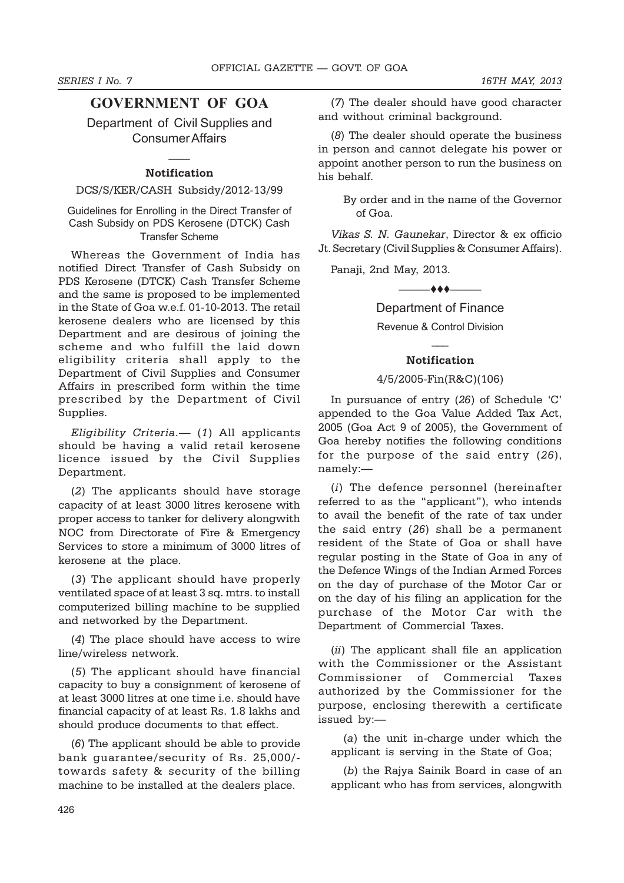# GOVERNMENT OF GOA

## Department of Civil Supplies and Consumer Affairs

### Notification

DCS/S/KER/CASH Subsidy/2012-13/99

Guidelines for Enrolling in the Direct Transfer of Cash Subsidy on PDS Kerosene (DTCK) Cash Transfer Scheme

Whereas the Government of India has notified Direct Transfer of Cash Subsidy on PDS Kerosene (DTCK) Cash Transfer Scheme and the same is proposed to be implemented in the State of Goa w.e.f. 01-10-2013. The retail kerosene dealers who are licensed by this Department and are desirous of joining the scheme and who fulfill the laid down eligibility criteria shall apply to the Department of Civil Supplies and Consumer Affairs in prescribed form within the time prescribed by the Department of Civil Supplies.

*Eligibility Criteria.*— (*1*) All applicants should be having a valid retail kerosene licence issued by the Civil Supplies Department.

(*2*) The applicants should have storage capacity of at least 3000 litres kerosene with proper access to tanker for delivery alongwith NOC from Directorate of Fire & Emergency Services to store a minimum of 3000 litres of kerosene at the place.

(*3*) The applicant should have properly ventilated space of at least 3 sq. mtrs. to install computerized billing machine to be supplied and networked by the Department.

(*4*) The place should have access to wire line/wireless network.

(*5*) The applicant should have financial capacity to buy a consignment of kerosene of at least 3000 litres at one time i.e. should have financial capacity of at least Rs. 1.8 lakhs and should produce documents to that effect.

(*6*) The applicant should be able to provide bank guarantee/security of Rs. 25,000/- towards safety & security of the billing machine to be installed at the dealers place.

(*7*) The dealer should have good character and without criminal background.

(*8*) The dealer should operate the business in person and cannot delegate his power or appoint another person to run the business on his behalf.

By order and in the name of the Governor of Goa.

*Vikas S. N. Gaunekar*, Director & ex officio Jt. Secretary (Civil Supplies & Consumer Affairs).

Panaji, 2nd May, 2013.

---

## Department of Finance

Revenue & Control Division

### Notification

4/5/2005-Fin(R&C)(106)

In pursuance of entry (*26*) of Schedule 'C' appended to the Goa Value Added Tax Act, 2005 (Goa Act 9 of 2005), the Government of Goa hereby notifies the following conditions for the purpose of the said entry (*26*), namely:—

(*i*) The defence personnel (hereinafter referred to as the "applicant"), who intends to avail the benefit of the rate of tax under the said entry (*26*) shall be a permanent resident of the State of Goa or shall have regular posting in the State of Goa in any of the Defence Wings of the Indian Armed Forces on the day of purchase of the Motor Car or on the day of his filing an application for the purchase of the Motor Car with the Department of Commercial Taxes.

(*ii*) The applicant shall file an application with the Commissioner or the Assistant Commissioner of Commercial Taxes authorized by the Commissioner for the purpose, enclosing therewith a certificate issued by:—

(*a*) the unit in-charge under which the applicant is serving in the State of Goa;

(*b*) the Rajya Sainik Board in case of an applicant who has from services, alongwith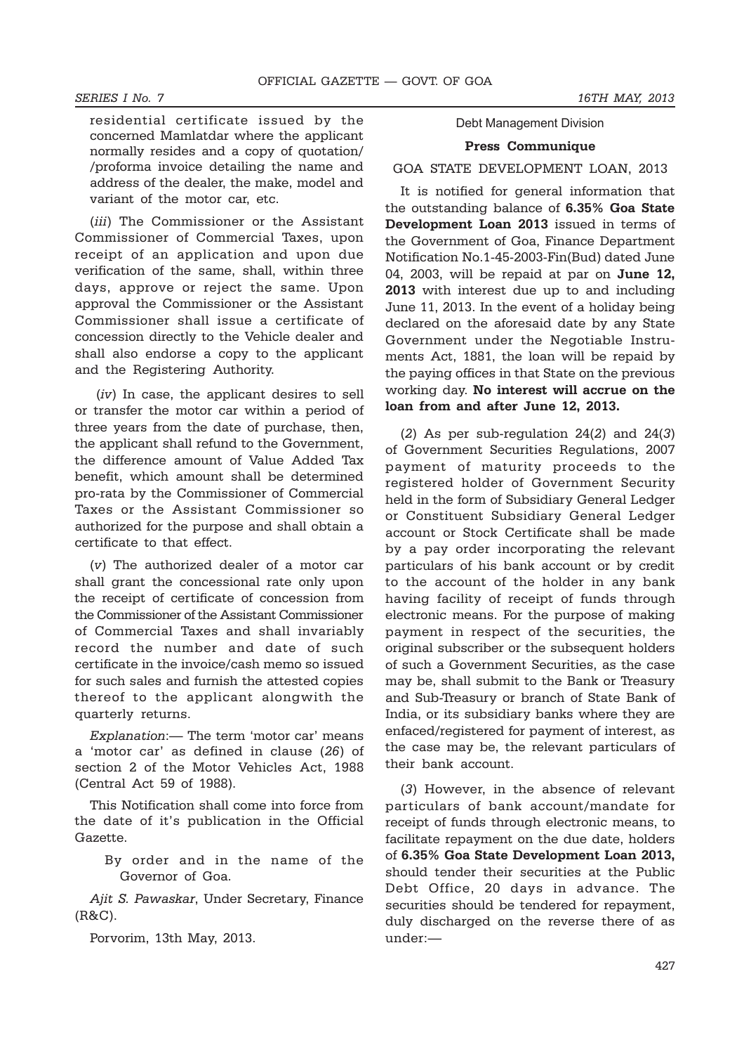residential certificate issued by the concerned Mamlatdar where the applicant normally resides and a copy of quotation/ /proforma invoice detailing the name and address of the dealer, the make, model and variant of the motor car, etc.

(*iii*) The Commissioner or the Assistant Commissioner of Commercial Taxes, upon receipt of an application and upon due verification of the same, shall, within three days, approve or reject the same. Upon approval the Commissioner or the Assistant Commissioner shall issue a certificate of concession directly to the Vehicle dealer and shall also endorse a copy to the applicant and the Registering Authority.

(*iv*) In case, the applicant desires to sell or transfer the motor car within a period of three years from the date of purchase, then, the applicant shall refund to the Government, the difference amount of Value Added Tax benefit, which amount shall be determined pro-rata by the Commissioner of Commercial Taxes or the Assistant Commissioner so authorized for the purpose and shall obtain a certificate to that effect.

(*v*) The authorized dealer of a motor car shall grant the concessional rate only upon the receipt of certificate of concession from the Commissioner of the Assistant Commissioner of Commercial Taxes and shall invariably record the number and date of such certificate in the invoice/cash memo so issued for such sales and furnish the attested copies thereof to the applicant alongwith the quarterly returns.

*Explanation*:— The term 'motor car' means a 'motor car' as defined in clause (*26*) of section 2 of the Motor Vehicles Act, 1988 (Central Act 59 of 1988).

This Notification shall come into force from the date of it's publication in the Official Gazette.

By order and in the name of the Governor of Goa.

*Ajit S. Pawaskar*, Under Secretary, Finance (R&C).

Porvorim, 13th May, 2013.

Debt Management Division

**Press Communique**

GOA STATE DEVELOPMENT LOAN, 2013

It is notified for general information that the outstanding balance of **6.35% Goa State Development Loan 2013** issued in terms of the Government of Goa, Finance Department Notification No.1-45-2003-Fin(Bud) dated June 04, 2003, will be repaid at par on **June 12, 2013** with interest due up to and including June 11, 2013. In the event of a holiday being declared on the aforesaid date by any State Government under the Negotiable Instruments Act, 1881, the loan will be repaid by the paying offices in that State on the previous working day. **No interest will accrue on the loan from and after June 12, 2013.**

(*2*) As per sub-regulation 24(*2*) and 24(*3*) of Government Securities Regulations, 2007 payment of maturity proceeds to the registered holder of Government Security held in the form of Subsidiary General Ledger or Constituent Subsidiary General Ledger account or Stock Certificate shall be made by a pay order incorporating the relevant particulars of his bank account or by credit to the account of the holder in any bank having facility of receipt of funds through electronic means. For the purpose of making payment in respect of the securities, the original subscriber or the subsequent holders of such a Government Securities, as the case may be, shall submit to the Bank or Treasury and Sub-Treasury or branch of State Bank of India, or its subsidiary banks where they are enfaced/registered for payment of interest, as the case may be, the relevant particulars of their bank account.

(*3*) However, in the absence of relevant particulars of bank account/mandate for receipt of funds through electronic means, to facilitate repayment on the due date, holders of **6.35% Goa State Development Loan 2013,** should tender their securities at the Public Debt Office, 20 days in advance. The securities should be tendered for repayment, duly discharged on the reverse there of as under:—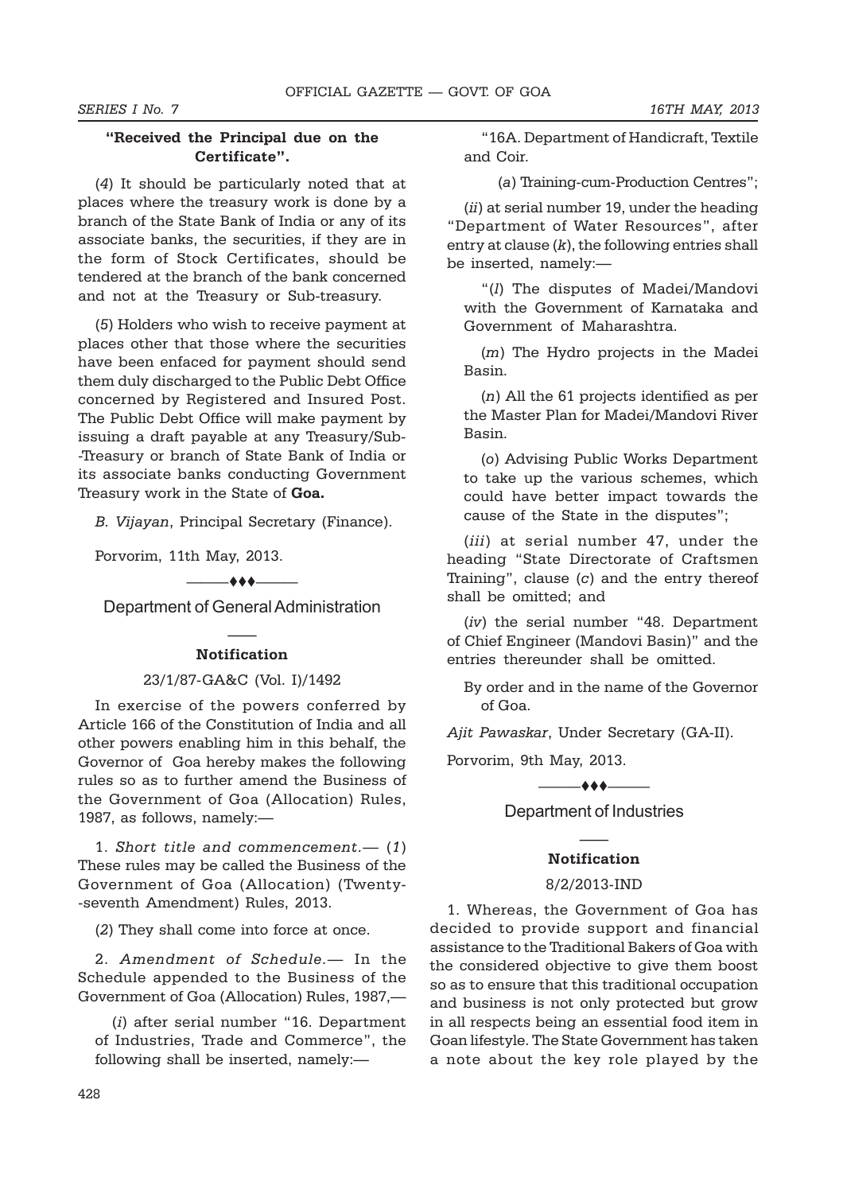**"Received the Principal due on the Certificate".**

(*4*) It should be particularly noted that at places where the treasury work is done by a branch of the State Bank of India or any of its associate banks, the securities, if they are in the form of Stock Certificates, should be tendered at the branch of the bank concerned and not at the Treasury or Sub-treasury.

(*5*) Holders who wish to receive payment at places other that those where the securities have been enfaced for payment should send them duly discharged to the Public Debt Office concerned by Registered and Insured Post. The Public Debt Office will make payment by issuing a draft payable at any Treasury/Sub--Treasury or branch of State Bank of India or its associate banks conducting Government Treasury work in the State of **Goa.**

*B. Vijayan*, Principal Secretary (Finance).

Porvorim, 11th May, 2013.

———♦♦♦———

## Department of General Administration

**Notification**

23/1/87-GA&C (Vol. I)/1492

In exercise of the powers conferred by Article 166 of the Constitution of India and all other powers enabling him in this behalf, the Governor of Goa hereby makes the following rules so as to further amend the Business of the Government of Goa (Allocation) Rules, 1987, as follows, namely:—

1. *Short title and commencement.*— (*1*) These rules may be called the Business of the Government of Goa (Allocation) (Twenty--seventh Amendment) Rules, 2013.

(*2*) They shall come into force at once.

2. *Amendment of Schedule.*— In the Schedule appended to the Business of the Government of Goa (Allocation) Rules, 1987,—

(*i*) after serial number "16. Department of Industries, Trade and Commerce", the following shall be inserted, namely:—

"16A. Department of Handicraft, Textile and Coir.

(*a*) Training-cum-Production Centres";

(*ii*) at serial number 19, under the heading "Department of Water Resources", after entry at clause (*k*), the following entries shall be inserted, namely:—

"(*l*) The disputes of Madei/Mandovi with the Government of Karnataka and Government of Maharashtra.

(*m*) The Hydro projects in the Madei Basin.

(*n*) All the 61 projects identified as per the Master Plan for Madei/Mandovi River Basin.

(*o*) Advising Public Works Department to take up the various schemes, which could have better impact towards the cause of the State in the disputes";

(*iii*) at serial number 47, under the heading "State Directorate of Craftsmen Training", clause (*c*) and the entry thereof shall be omitted; and

(*iv*) the serial number "48. Department of Chief Engineer (Mandovi Basin)" and the entries thereunder shall be omitted.

By order and in the name of the Governor of Goa.

*Ajit Pawaskar*, Under Secretary (GA-II).

Porvorim, 9th May, 2013.

———♦♦♦———

## Department of Industries

**Notification**

8/2/2013-IND

1. Whereas, the Government of Goa has decided to provide support and financial assistance to the Traditional Bakers of Goa with the considered objective to give them boost so as to ensure that this traditional occupation and business is not only protected but grow in all respects being an essential food item in Goan lifestyle. The State Government has taken a note about the key role played by the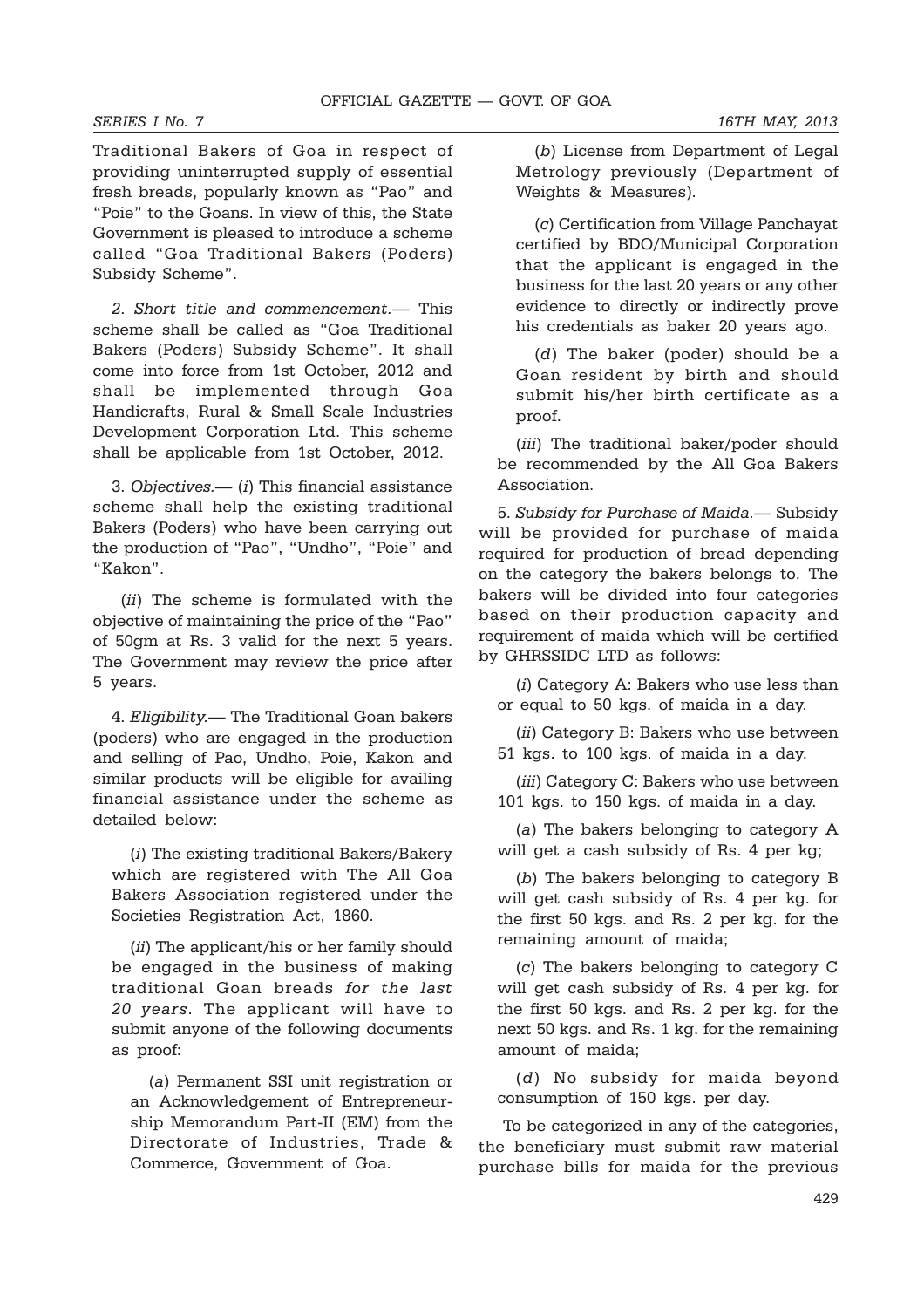Traditional Bakers of Goa in respect of providing uninterrupted supply of essential fresh breads, popularly known as "Pao" and "Poie" to the Goans. In view of this, the State Government is pleased to introduce a scheme called "Goa Traditional Bakers (Poders) Subsidy Scheme".

*2. Short title and commencement.*— This scheme shall be called as "Goa Traditional Bakers (Poders) Subsidy Scheme". It shall come into force from 1st October, 2012 and shall be implemented through Goa Handicrafts, Rural & Small Scale Industries Development Corporation Ltd. This scheme shall be applicable from 1st October, 2012.

3. *Objectives.*— (*i*) This financial assistance scheme shall help the existing traditional Bakers (Poders) who have been carrying out the production of "Pao", "Undho", "Poie" and "Kakon".

(*ii*) The scheme is formulated with the objective of maintaining the price of the "Pao" of 50gm at Rs. 3 valid for the next 5 years. The Government may review the price after 5 years.

4. *Eligibility.*— The Traditional Goan bakers (poders) who are engaged in the production and selling of Pao, Undho, Poie, Kakon and similar products will be eligible for availing financial assistance under the scheme as detailed below:

(*i*) The existing traditional Bakers/Bakery which are registered with The All Goa Bakers Association registered under the Societies Registration Act, 1860.

(*ii*) The applicant/his or her family should be engaged in the business of making traditional Goan breads *for the last 20 years*. The applicant will have to submit anyone of the following documents as proof:

(*a*) Permanent SSI unit registration or an Acknowledgement of Entrepreneurship Memorandum Part-II (EM) from the Directorate of Industries, Trade & Commerce, Government of Goa.

(*b*) License from Department of Legal Metrology previously (Department of Weights & Measures).

(*c*) Certification from Village Panchayat certified by BDO/Municipal Corporation that the applicant is engaged in the business for the last 20 years or any other evidence to directly or indirectly prove his credentials as baker 20 years ago.

(*d*) The baker (poder) should be a Goan resident by birth and should submit his/her birth certificate as a proof.

(*iii*) The traditional baker/poder should be recommended by the All Goa Bakers Association.

5. *Subsidy for Purchase of Maida.*— Subsidy will be provided for purchase of maida required for production of bread depending on the category the bakers belongs to. The bakers will be divided into four categories based on their production capacity and requirement of maida which will be certified by GHRSSIDC LTD as follows:

(*i*) Category A: Bakers who use less than or equal to 50 kgs. of maida in a day.

(*ii*) Category B: Bakers who use between 51 kgs. to 100 kgs. of maida in a day.

(*iii*) Category C: Bakers who use between 101 kgs. to 150 kgs. of maida in a day.

(*a*) The bakers belonging to category A will get a cash subsidy of Rs. 4 per kg;

(*b*) The bakers belonging to category B will get cash subsidy of Rs. 4 per kg. for the first 50 kgs. and Rs. 2 per kg. for the remaining amount of maida;

(*c*) The bakers belonging to category C will get cash subsidy of Rs. 4 per kg. for the first 50 kgs. and Rs. 2 per kg. for the next 50 kgs. and Rs. 1 kg. for the remaining amount of maida;

(*d*) No subsidy for maida beyond consumption of 150 kgs. per day.

To be categorized in any of the categories, the beneficiary must submit raw material purchase bills for maida for the previous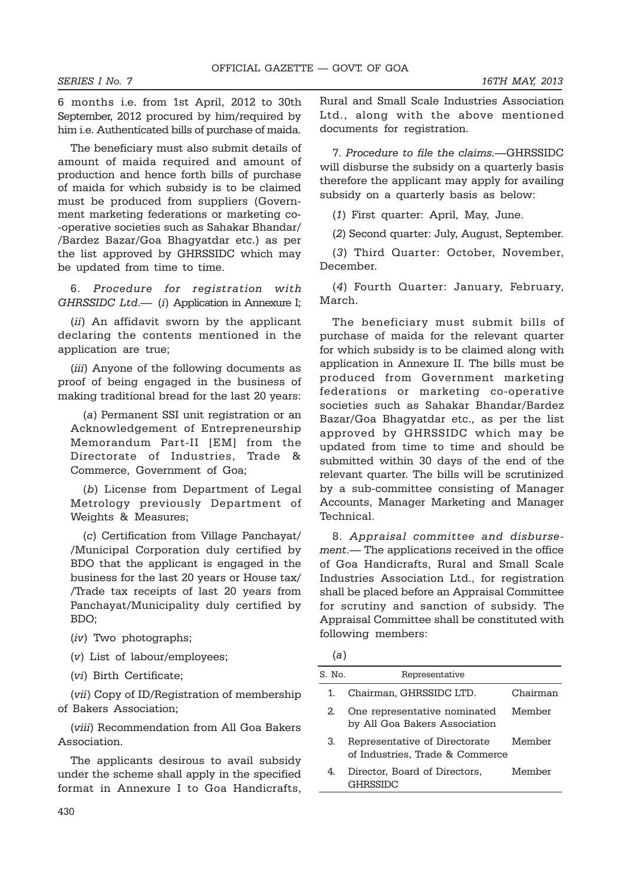6 months i.e. from 1st April, 2012 to 30th September, 2012 procured by him/required by him i.e. Authenticated bills of purchase of maida.

The beneficiary must also submit details of amount of maida required and amount of production and hence forth bills of purchase of maida for which subsidy is to be claimed must be produced from suppliers (Government marketing federations or marketing co-operative societies such as Sahakar Bhandar/Bardez Bazar/Goa Bhagyatdar etc.) as per the list approved by GHRSSIDC which may be updated from time to time.

6. *Procedure for registration with GHRSSIDC Ltd.*— (*i*) Application in Annexure I;

(*ii*) An affidavit sworn by the applicant declaring the contents mentioned in the application are true;

(*iii*) Anyone of the following documents as proof of being engaged in the business of making traditional bread for the last 20 years:

(*a*) Permanent SSI unit registration or an Acknowledgement of Entrepreneurship Memorandum Part-II [EM] from the Directorate of Industries, Trade & Commerce, Government of Goa;

(*b*) License from Department of Legal Metrology previously Department of Weights & Measures;

(*c*) Certification from Village Panchayat/Municipal Corporation duly certified by BDO that the applicant is engaged in the business for the last 20 years or House tax/Trade tax receipts of last 20 years from Panchayat/Municipality duly certified by BDO;

(*iv*) Two photographs;

(*v*) List of labour/employees;

(*vi*) Birth Certificate;

(*vii*) Copy of ID/Registration of membership of Bakers Association;

(*viii*) Recommendation from All Goa Bakers Association.

The applicants desirous to avail subsidy under the scheme shall apply in the specified format in Annexure I to Goa Handicrafts, Rural and Small Scale Industries Association Ltd., along with the above mentioned documents for registration.

7. *Procedure to file the claims.*—GHRSSIDC will disburse the subsidy on a quarterly basis therefore the applicant may apply for availing subsidy on a quarterly basis as below:

(*1*) First quarter: April, May, June.

(*2*) Second quarter: July, August, September.

(*3*) Third Quarter: October, November, December.

(*4*) Fourth Quarter: January, February, March.

The beneficiary must submit bills of purchase of maida for the relevant quarter for which subsidy is to be claimed along with application in Annexure II. The bills must be produced from Government marketing federations or marketing co-operative societies such as Sahakar Bhandar/Bardez Bazar/Goa Bhagyatdar etc., as per the list approved by GHRSSIDC which may be updated from time to time and should be submitted within 30 days of the end of the relevant quarter. The bills will be scrutinized by a sub-committee consisting of Manager Accounts, Manager Marketing and Manager Technical.

8. *Appraisal committee and disbursement.*— The applications received in the office of Goa Handicrafts, Rural and Small Scale Industries Association Ltd., for registration shall be placed before an Appraisal Committee for scrutiny and sanction of subsidy. The Appraisal Committee shall be constituted with following members:

(*a*)

| S. No. | Representative | |
|---|---|---|
| 1. | Chairman, GHRSSIDC LTD. | Chairman |
| 2. | One representative nominated by All Goa Bakers Association | Member |
| 3. | Representative of Directorate of Industries, Trade & Commerce | Member |
| 4. | Director, Board of Directors, GHRSSIDC | Member |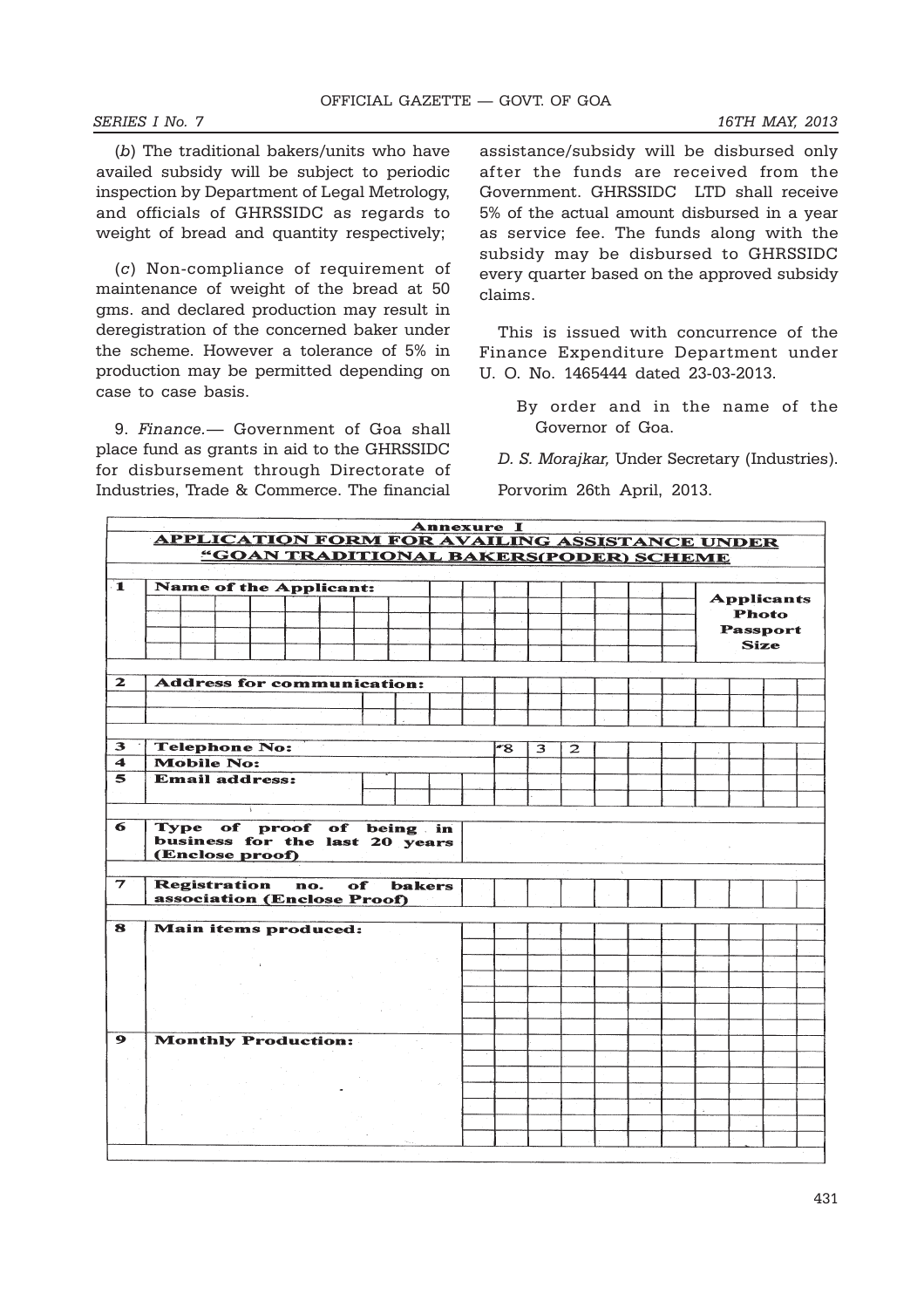(*b*) The traditional bakers/units who have availed subsidy will be subject to periodic inspection by Department of Legal Metrology, and officials of GHRSSIDC as regards to weight of bread and quantity respectively;

(*c*) Non-compliance of requirement of maintenance of weight of the bread at 50 gms. and declared production may result in deregistration of the concerned baker under the scheme. However a tolerance of 5% in production may be permitted depending on case to case basis.

9. *Finance.*— Government of Goa shall place fund as grants in aid to the GHRSSIDC for disbursement through Directorate of Industries, Trade & Commerce. The financial assistance/subsidy will be disbursed only after the funds are received from the Government. GHRSSIDC LTD shall receive 5% of the actual amount disbursed in a year as service fee. The funds along with the subsidy may be disbursed to GHRSSIDC every quarter based on the approved subsidy claims.

This is issued with concurrence of the Finance Expenditure Department under U. O. No. 1465444 dated 23-03-2013.

By order and in the name of the Governor of Goa.

*D. S. Morajkar,* Under Secretary (Industries).

Porvorim 26th April, 2013.

**Annexure I**

**APPLICATION FORM FOR AVAILING ASSISTANCE UNDER "GOAN TRADITIONAL BAKERS(PODER) SCHEME**

| No. | Particulars | Details |
|---|---|---|
| 1 | **Name of the Applicant:** | |
| | | **Applicants Photo Passport Size** |
| 2 | **Address for communication:** | |
| 3 | **Telephone No:** | 8 3 2 |
| 4 | **Mobile No:** | |
| 5 | **Email address:** | |
| 6 | **Type of proof of being in business for the last 20 years (Enclose proof)** | |
| 7 | **Registration no. of bakers association (Enclose Proof)** | |
| 8 | **Main items produced:** | |
| 9 | **Monthly Production:** | |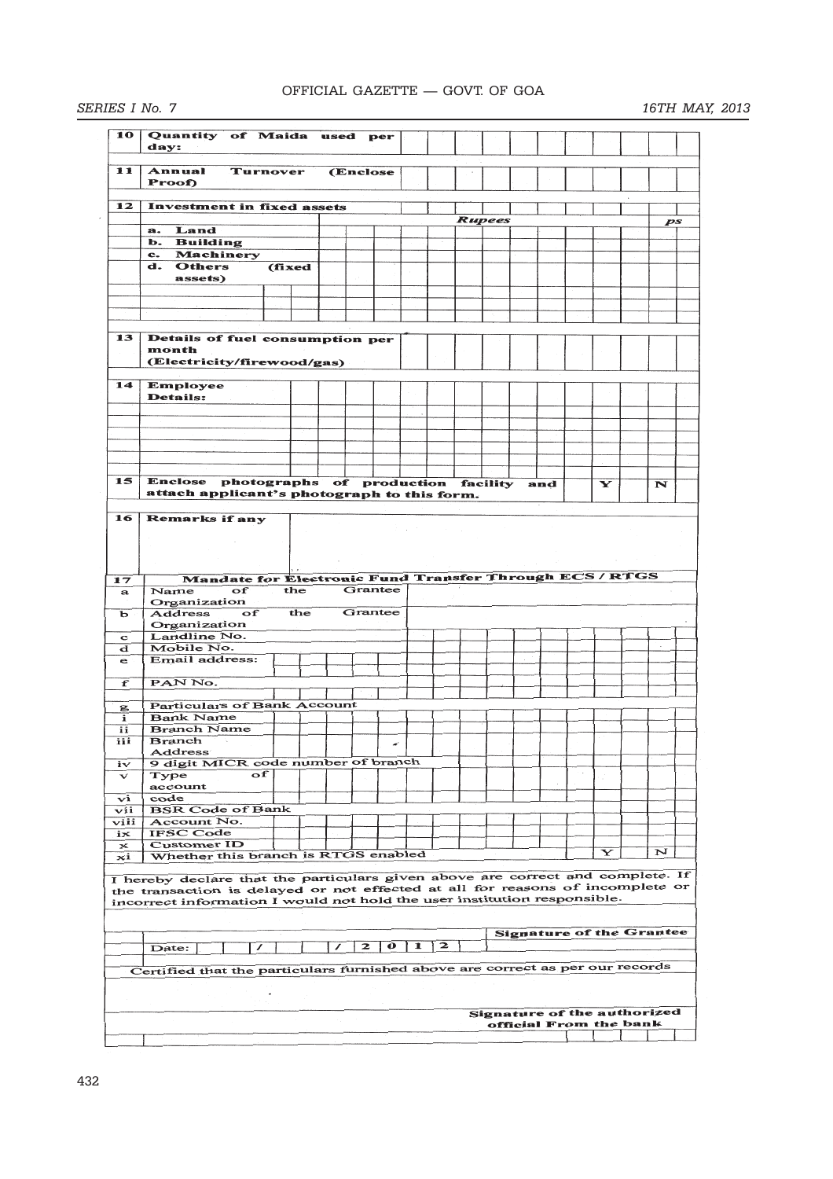| | | |
|---|---|---|
| 10 | Quantity of Maida used per day: | |
| 11 | Annual Turnover (Enclose Proof) | |
| 12 | Investment in fixed assets | |
| | | *Rupees* / *ps* |
| | a. Land | |
| | b. Building | |
| | c. Machinery | |
| | d. Others (fixed assets) | |
| | | |
| | | |
| 13 | Details of fuel consumption per month (Electricity/firewood/gas) | |
| 14 | Employee Details: | |
| | | |
| | | |
| | | |
| | | |
| 15 | Enclose photographs of production facility and attach applicant's photograph to this form. | Y / N |
| 16 | Remarks if any | |

| | | |
|---|---|---|
| **17** | **Mandate for Electronic Fund Transfer Through ECS / RTGS** | |
| a | Name of the Grantee Organization | |
| b | Address of the Grantee Organization | |
| c | Landline No. | |
| d | Mobile No. | |
| e | Email address: | |
| f | PAN No. | |
| g | Particulars of Bank Account | |
| i | Bank Name | |
| ii | Branch Name | |
| iii | Branch Address | |
| iv | 9 digit MICR code number of branch | |
| v | Type of account | |
| vi | code | |
| vii | BSR Code of Bank | |
| viii | Account No. | |
| ix | IFSC Code | |
| x | Customer ID | |
| xi | Whether this branch is RTGS enabled | Y / N |

I hereby declare that the particulars given above are correct and complete. If the transaction is delayed or not effected at all for reasons of incomplete or incorrect information I would not hold the user institution responsible.

Date: &nbsp;&nbsp; / &nbsp;&nbsp; / 2012

**Signature of the Grantee**

Certified that the particulars furnished above are correct as per our records

**Signature of the authorized official From the bank**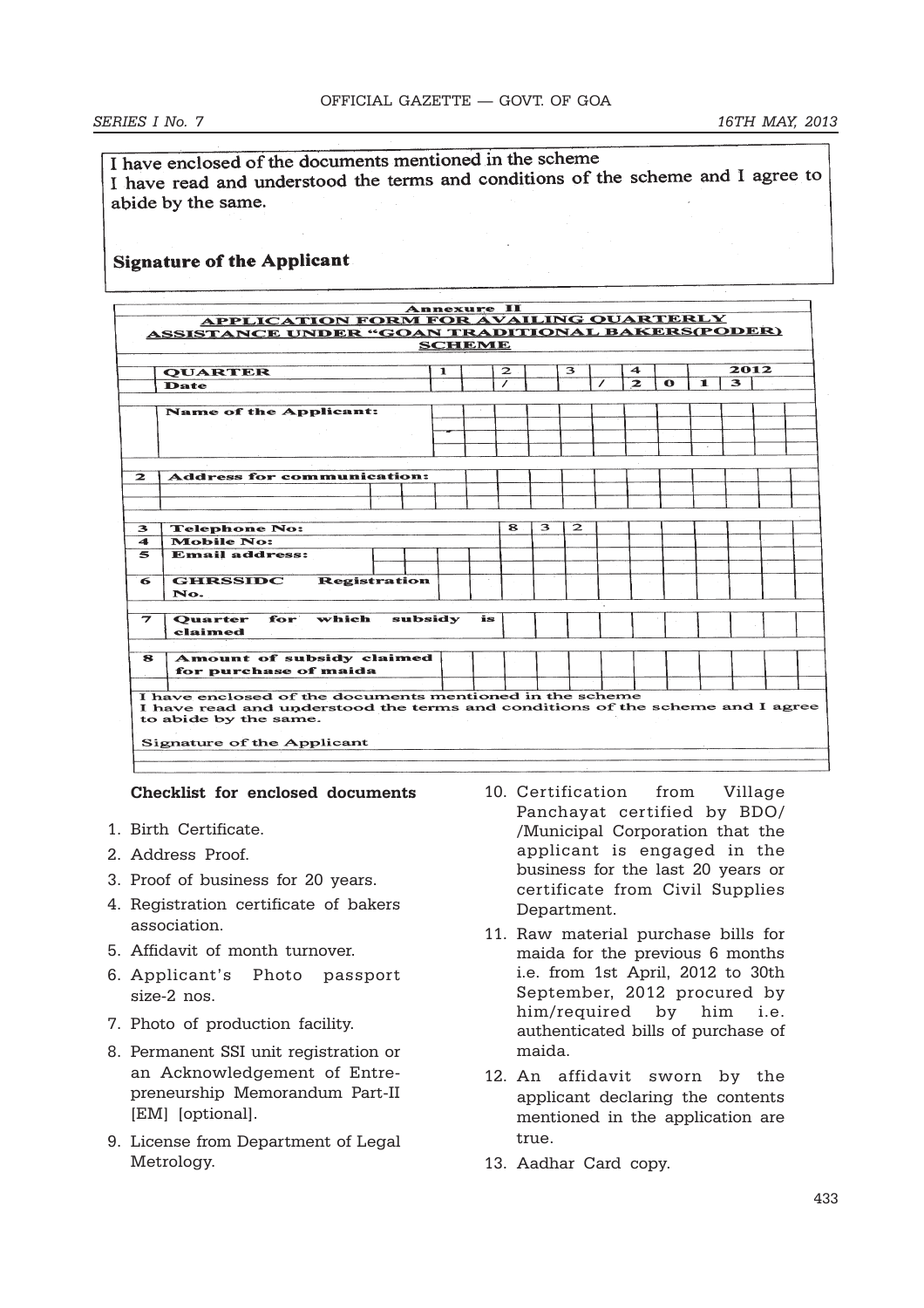I have enclosed of the documents mentioned in the scheme

I have read and understood the terms and conditions of the scheme and I agree to abide by the same.

**Signature of the Applicant**

**Annexure II**

**APPLICATION FORM FOR AVAILING QUARTERLY ASSISTANCE UNDER "GOAN TRADITIONAL BAKERS(PODER) SCHEME**

| | | | | | | | | | | | | |
|---|---|---|---|---|---|---|---|---|---|---|---|---|
| | **QUARTER** | 1 | | 2 | | 3 | | 4 | | | 2012 | |
| | **Date** | | | / | | | / | 2 | 0 | 1 | 3 | |
| | **Name of the Applicant:** | | | | | | | | | | | |
| 2 | **Address for communication:** | | | | | | | | | | | |
| 3 | **Telephone No:** | | | 8 | 3 | 2 | | | | | | |
| 4 | **Mobile No:** | | | | | | | | | | | |
| 5 | **Email address:** | | | | | | | | | | | |
| 6 | **GHRSSIDC Registration No.** | | | | | | | | | | | |
| 7 | **Quarter for which subsidy is claimed** | | | | | | | | | | | |
| 8 | **Amount of subsidy claimed for purchase of maida** | | | | | | | | | | | |

I have enclosed of the documents mentioned in the scheme

I have read and understood the terms and conditions of the scheme and I agree to abide by the same.

Signature of the Applicant

**Checklist for enclosed documents**

1. Birth Certificate.
2. Address Proof.
3. Proof of business for 20 years.
4. Registration certificate of bakers association.
5. Affidavit of month turnover.
6. Applicant's Photo passport size-2 nos.
7. Photo of production facility.
8. Permanent SSI unit registration or an Acknowledgement of Entrepreneurship Memorandum Part-II [EM] [optional].
9. License from Department of Legal Metrology.
10. Certification from Village Panchayat certified by BDO/ /Municipal Corporation that the applicant is engaged in the business for the last 20 years or certificate from Civil Supplies Department.
11. Raw material purchase bills for maida for the previous 6 months i.e. from 1st April, 2012 to 30th September, 2012 procured by him/required by him i.e. authenticated bills of purchase of maida.
12. An affidavit sworn by the applicant declaring the contents mentioned in the application are true.
13. Aadhar Card copy.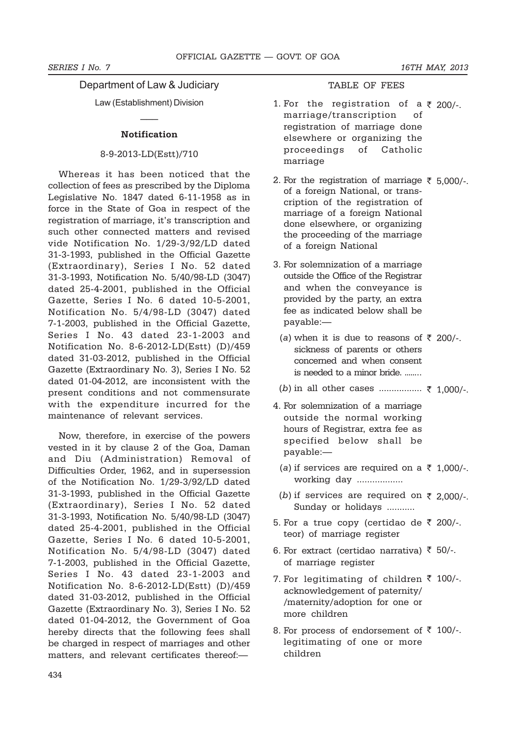## Department of Law & Judiciary

Law (Establishment) Division

**Notification**

8-9-2013-LD(Estt)/710

Whereas it has been noticed that the collection of fees as prescribed by the Diploma Legislative No. 1847 dated 6-11-1958 as in force in the State of Goa in respect of the registration of marriage, it's transcription and such other connected matters and revised vide Notification No. 1/29-3/92/LD dated 31-3-1993, published in the Official Gazette (Extraordinary), Series I No. 52 dated 31-3-1993, Notification No. 5/40/98-LD (3047) dated 25-4-2001, published in the Official Gazette, Series I No. 6 dated 10-5-2001, Notification No. 5/4/98-LD (3047) dated 7-1-2003, published in the Official Gazette, Series I No. 43 dated 23-1-2003 and Notification No. 8-6-2012-LD(Estt) (D)/459 dated 31-03-2012, published in the Official Gazette (Extraordinary No. 3), Series I No. 52 dated 01-04-2012, are inconsistent with the present conditions and not commensurate with the expenditure incurred for the maintenance of relevant services.

Now, therefore, in exercise of the powers vested in it by clause 2 of the Goa, Daman and Diu (Administration) Removal of Difficulties Order, 1962, and in supersession of the Notification No. 1/29-3/92/LD dated 31-3-1993, published in the Official Gazette (Extraordinary), Series I No. 52 dated 31-3-1993, Notification No. 5/40/98-LD (3047) dated 25-4-2001, published in the Official Gazette, Series I No. 6 dated 10-5-2001, Notification No. 5/4/98-LD (3047) dated 7-1-2003, published in the Official Gazette, Series I No. 43 dated 23-1-2003 and Notification No. 8-6-2012-LD(Estt) (D)/459 dated 31-03-2012, published in the Official Gazette (Extraordinary No. 3), Series I No. 52 dated 01-04-2012, the Government of Goa hereby directs that the following fees shall be charged in respect of marriages and other matters, and relevant certificates thereof:—

TABLE OF FEES

| | |
|---|---|
| 1. For the registration of a marriage/transcription of registration of marriage done elsewhere or organizing the proceedings of Catholic marriage | ₹ 200/-. |
| 2. For the registration of marriage of a foreign National, or transcription of the registration of marriage of a foreign National done elsewhere, or organizing the proceeding of the marriage of a foreign National | ₹ 5,000/-. |
| 3. For solemnization of a marriage outside the Office of the Registrar and when the conveyance is provided by the party, an extra fee as indicated below shall be payable:— | |
| (*a*) when it is due to reasons of sickness of parents or others concerned and when consent is needed to a minor bride. ........ | ₹ 200/-. |
| (*b*) in all other cases ................. | ₹ 1,000/-. |
| 4. For solemnization of a marriage outside the normal working hours of Registrar, extra fee as specified below shall be payable:— | |
| (*a*) if services are required on a working day .................. | ₹ 1,000/-. |
| (*b*) if services are required on Sunday or holidays ........... | ₹ 2,000/-. |
| 5. For a true copy (certidao de teor) of marriage register | ₹ 200/-. |
| 6. For extract (certidao narrativa) of marriage register | ₹ 50/-. |
| 7. For legitimating of children acknowledgement of paternity/ /maternity/adoption for one or more children | ₹ 100/-. |
| 8. For process of endorsement of legitimating of one or more children | ₹ 100/-. |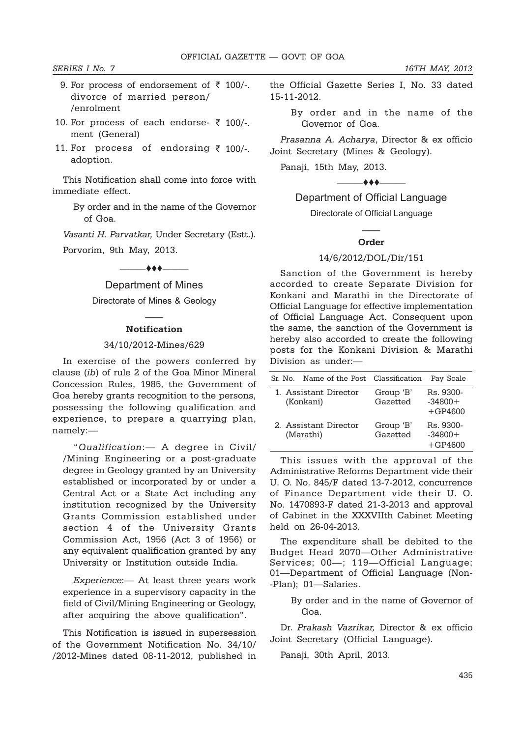9. For process of endorsement of ₹ 100/-. divorce of married person/ /enrolment
10. For process of each endorsement (General) ₹ 100/-.
11. For process of endorsing adoption. ₹ 100/-.

This Notification shall come into force with immediate effect.

By order and in the name of the Governor of Goa.

*Vasanti H. Parvatkar,* Under Secretary (Estt.).

Porvorim, 9th May, 2013.

———♦♦♦———

## Department of Mines

### Directorate of Mines & Geology

———

**Notification**

34/10/2012-Mines/629

In exercise of the powers conferred by clause (*ib*) of rule 2 of the Goa Minor Mineral Concession Rules, 1985, the Government of Goa hereby grants recognition to the persons, possessing the following qualification and experience, to prepare a quarrying plan, namely:—

"*Qualification*:— A degree in Civil/ /Mining Engineering or a post-graduate degree in Geology granted by an University established or incorporated by or under a Central Act or a State Act including any institution recognized by the University Grants Commission established under section 4 of the University Grants Commission Act, 1956 (Act 3 of 1956) or any equivalent qualification granted by any University or Institution outside India.

*Experience*:— At least three years work experience in a supervisory capacity in the field of Civil/Mining Engineering or Geology, after acquiring the above qualification".

This Notification is issued in supersession of the Government Notification No. 34/10/ /2012-Mines dated 08-11-2012, published in the Official Gazette Series I, No. 33 dated 15-11-2012.

By order and in the name of the Governor of Goa.

*Prasanna A. Acharya*, Director & ex officio Joint Secretary (Mines & Geology).

Panaji, 15th May, 2013.

———♦♦♦———

## Department of Official Language

### Directorate of Official Language

———

**Order**

14/6/2012/DOL/Dir/151

Sanction of the Government is hereby accorded to create Separate Division for Konkani and Marathi in the Directorate of Official Language for effective implementation of Official Language Act. Consequent upon the same, the sanction of the Government is hereby also accorded to create the following posts for the Konkani Division & Marathi Division as under:—

| Sr. No. | Name of the Post | Classification | Pay Scale |
|---|---|---|---|
| 1. | Assistant Director (Konkani) | Group 'B' Gazetted | Rs. 9300--34800+ +GP4600 |
| 2. | Assistant Director (Marathi) | Group 'B' Gazetted | Rs. 9300--34800+ +GP4600 |

This issues with the approval of the Administrative Reforms Department vide their U. O. No. 845/F dated 13-7-2012, concurrence of Finance Department vide their U. O. No. 1470893-F dated 21-3-2013 and approval of Cabinet in the XXXVIIth Cabinet Meeting held on 26-04-2013.

The expenditure shall be debited to the Budget Head 2070—Other Administrative Services; 00—; 119—Official Language; 01—Department of Official Language (Non--Plan); 01—Salaries.

By order and in the name of Governor of Goa.

Dr. *Prakash Vazrikar,* Director & ex officio Joint Secretary (Official Language).

Panaji, 30th April, 2013.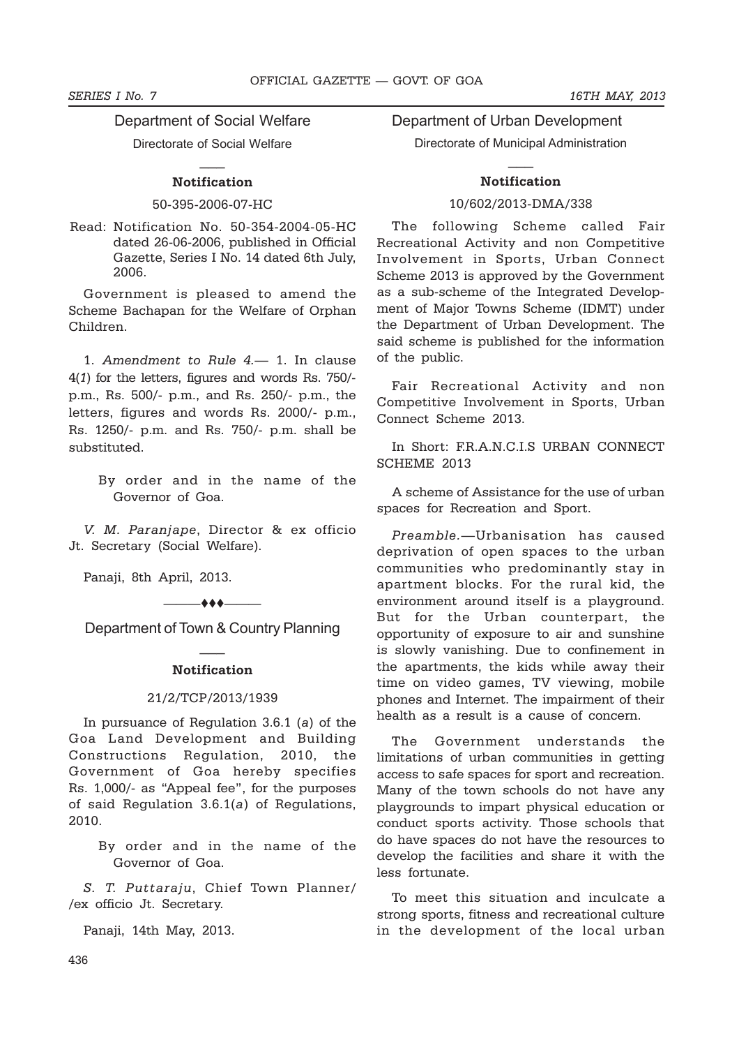## Department of Social Welfare

Directorate of Social Welfare

### Notification

50-395-2006-07-HC

Read: Notification No. 50-354-2004-05-HC dated 26-06-2006, published in Official Gazette, Series I No. 14 dated 6th July, 2006.

Government is pleased to amend the Scheme Bachapan for the Welfare of Orphan Children.

1. *Amendment to Rule 4.*— 1. In clause 4(*1*) for the letters, figures and words Rs. 750/- p.m., Rs. 500/- p.m., and Rs. 250/- p.m., the letters, figures and words Rs. 2000/- p.m., Rs. 1250/- p.m. and Rs. 750/- p.m. shall be substituted.

By order and in the name of the Governor of Goa.

*V. M. Paranjape*, Director & ex officio Jt. Secretary (Social Welfare).

Panaji, 8th April, 2013.

———♦♦♦———

## Department of Town & Country Planning

### Notification

21/2/TCP/2013/1939

In pursuance of Regulation 3.6.1 (*a*) of the Goa Land Development and Building Constructions Regulation, 2010, the Government of Goa hereby specifies Rs. 1,000/- as "Appeal fee", for the purposes of said Regulation 3.6.1(*a*) of Regulations, 2010.

By order and in the name of the Governor of Goa.

*S. T. Puttaraju*, Chief Town Planner/ /ex officio Jt. Secretary.

Panaji, 14th May, 2013.

## Department of Urban Development

Directorate of Municipal Administration

### Notification

10/602/2013-DMA/338

The following Scheme called Fair Recreational Activity and non Competitive Involvement in Sports, Urban Connect Scheme 2013 is approved by the Government as a sub-scheme of the Integrated Development of Major Towns Scheme (IDMT) under the Department of Urban Development. The said scheme is published for the information of the public.

Fair Recreational Activity and non Competitive Involvement in Sports, Urban Connect Scheme 2013.

In Short: F.R.A.N.C.I.S URBAN CONNECT SCHEME 2013

A scheme of Assistance for the use of urban spaces for Recreation and Sport.

*Preamble.*—Urbanisation has caused deprivation of open spaces to the urban communities who predominantly stay in apartment blocks. For the rural kid, the environment around itself is a playground. But for the Urban counterpart, the opportunity of exposure to air and sunshine is slowly vanishing. Due to confinement in the apartments, the kids while away their time on video games, TV viewing, mobile phones and Internet. The impairment of their health as a result is a cause of concern.

The Government understands the limitations of urban communities in getting access to safe spaces for sport and recreation. Many of the town schools do not have any playgrounds to impart physical education or conduct sports activity. Those schools that do have spaces do not have the resources to develop the facilities and share it with the less fortunate.

To meet this situation and inculcate a strong sports, fitness and recreational culture in the development of the local urban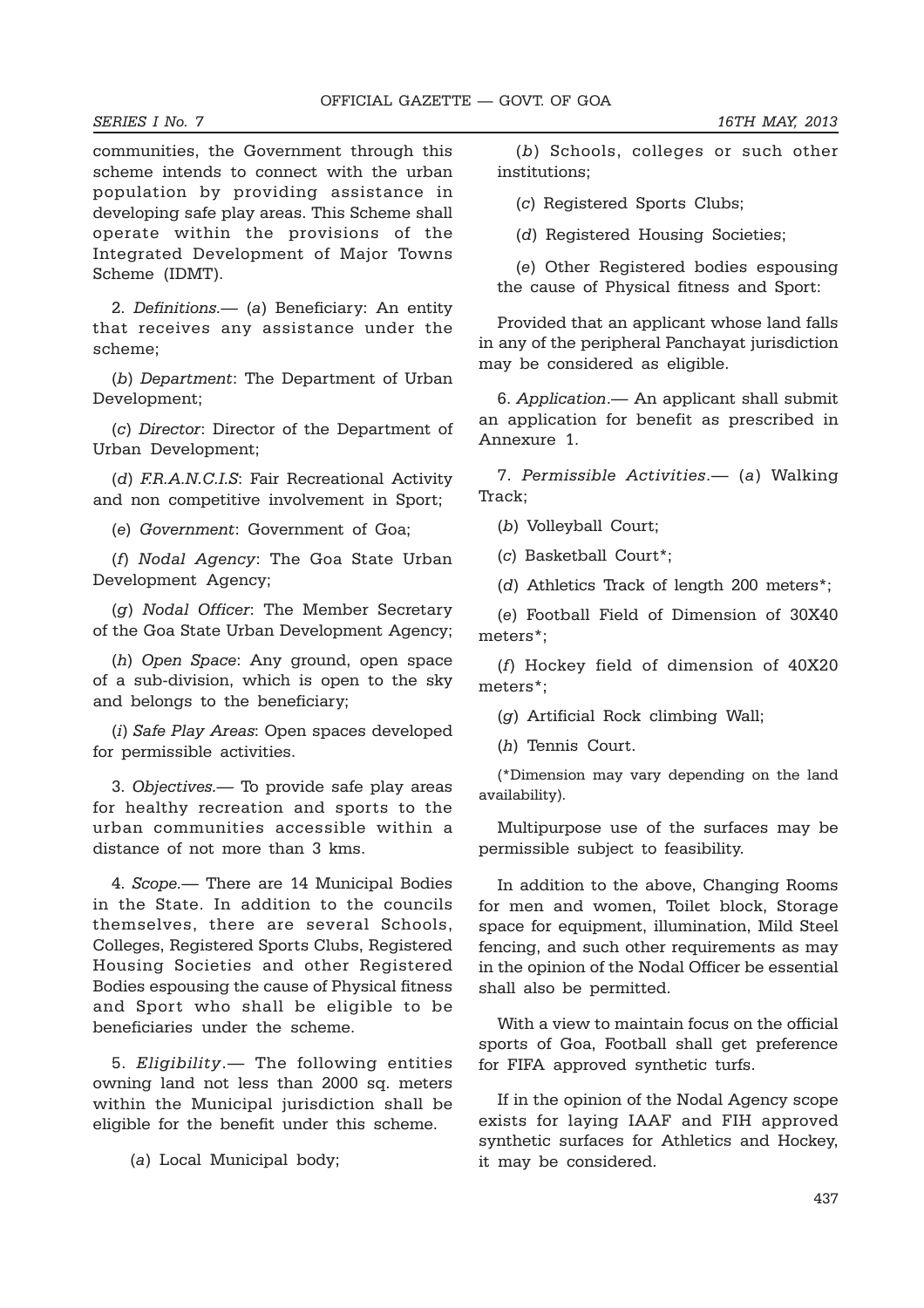communities, the Government through this scheme intends to connect with the urban population by providing assistance in developing safe play areas. This Scheme shall operate within the provisions of the Integrated Development of Major Towns Scheme (IDMT).

2. *Definitions.*— (*a*) Beneficiary: An entity that receives any assistance under the scheme;

(*b*) *Department*: The Department of Urban Development;

(*c*) *Director*: Director of the Department of Urban Development;

(*d*) *F.R.A.N.C.I.S*: Fair Recreational Activity and non competitive involvement in Sport;

(*e*) *Government*: Government of Goa;

(*f*) *Nodal Agency*: The Goa State Urban Development Agency;

(*g*) *Nodal Officer*: The Member Secretary of the Goa State Urban Development Agency;

(*h*) *Open Space*: Any ground, open space of a sub-division, which is open to the sky and belongs to the beneficiary;

(*i*) *Safe Play Areas*: Open spaces developed for permissible activities.

3. *Objectives.*— To provide safe play areas for healthy recreation and sports to the urban communities accessible within a distance of not more than 3 kms.

4. *Scope.*— There are 14 Municipal Bodies in the State. In addition to the councils themselves, there are several Schools, Colleges, Registered Sports Clubs, Registered Housing Societies and other Registered Bodies espousing the cause of Physical fitness and Sport who shall be eligible to be beneficiaries under the scheme.

5. *Eligibility*.— The following entities owning land not less than 2000 sq. meters within the Municipal jurisdiction shall be eligible for the benefit under this scheme.

(*a*) Local Municipal body;

(*b*) Schools, colleges or such other institutions;

(*c*) Registered Sports Clubs;

(*d*) Registered Housing Societies;

(*e*) Other Registered bodies espousing the cause of Physical fitness and Sport:

Provided that an applicant whose land falls in any of the peripheral Panchayat jurisdiction may be considered as eligible.

6. *Application*.— An applicant shall submit an application for benefit as prescribed in Annexure 1.

7. *Permissible Activities*.— (*a*) Walking Track;

(*b*) Volleyball Court;

(*c*) Basketball Court*;

(*d*) Athletics Track of length 200 meters*;

(*e*) Football Field of Dimension of 30X40 meters*;

(*f*) Hockey field of dimension of 40X20 meters*;

(*g*) Artificial Rock climbing Wall;

(*h*) Tennis Court.

(*Dimension may vary depending on the land availability).

Multipurpose use of the surfaces may be permissible subject to feasibility.

In addition to the above, Changing Rooms for men and women, Toilet block, Storage space for equipment, illumination, Mild Steel fencing, and such other requirements as may in the opinion of the Nodal Officer be essential shall also be permitted.

With a view to maintain focus on the official sports of Goa, Football shall get preference for FIFA approved synthetic turfs.

If in the opinion of the Nodal Agency scope exists for laying IAAF and FIH approved synthetic surfaces for Athletics and Hockey, it may be considered.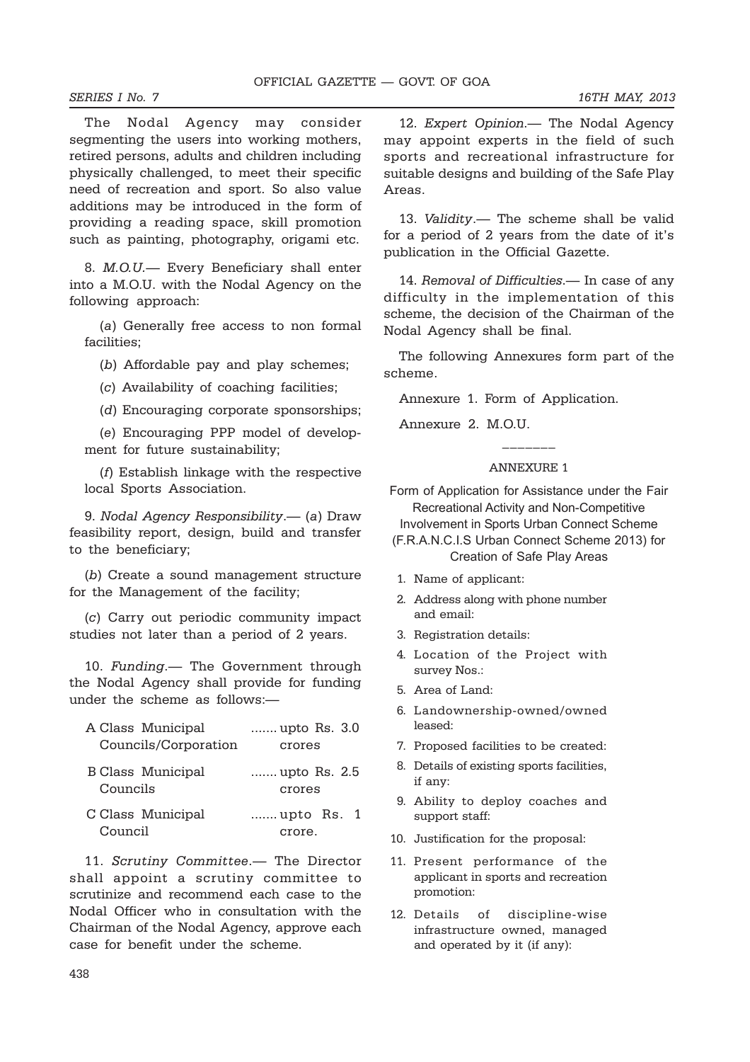The Nodal Agency may consider segmenting the users into working mothers, retired persons, adults and children including physically challenged, to meet their specific need of recreation and sport. So also value additions may be introduced in the form of providing a reading space, skill promotion such as painting, photography, origami etc.

8. *M.O.U.*— Every Beneficiary shall enter into a M.O.U. with the Nodal Agency on the following approach:

(*a*) Generally free access to non formal facilities;

(*b*) Affordable pay and play schemes;

(*c*) Availability of coaching facilities;

(*d*) Encouraging corporate sponsorships;

(*e*) Encouraging PPP model of development for future sustainability;

(*f*) Establish linkage with the respective local Sports Association.

9. *Nodal Agency Responsibility*.— (*a*) Draw feasibility report, design, build and transfer to the beneficiary;

(*b*) Create a sound management structure for the Management of the facility;

(*c*) Carry out periodic community impact studies not later than a period of 2 years.

10. *Funding*.— The Government through the Nodal Agency shall provide for funding under the scheme as follows:—

| | |
|---|---|
| A Class Municipal Councils/Corporation | ....... upto Rs. 3.0 crores |
| B Class Municipal Councils | ....... upto Rs. 2.5 crores |
| C Class Municipal Council | ....... upto Rs. 1 crore. |

11. *Scrutiny Committee*.— The Director shall appoint a scrutiny committee to scrutinize and recommend each case to the Nodal Officer who in consultation with the Chairman of the Nodal Agency, approve each case for benefit under the scheme.

12. *Expert Opinion*.— The Nodal Agency may appoint experts in the field of such sports and recreational infrastructure for suitable designs and building of the Safe Play Areas.

13. *Validity*.— The scheme shall be valid for a period of 2 years from the date of it's publication in the Official Gazette.

14. *Removal of Difficulties*.— In case of any difficulty in the implementation of this scheme, the decision of the Chairman of the Nodal Agency shall be final.

The following Annexures form part of the scheme.

Annexure 1. Form of Application.

Annexure 2. M.O.U.

———

## ANNEXURE 1

Form of Application for Assistance under the Fair Recreational Activity and Non-Competitive Involvement in Sports Urban Connect Scheme (F.R.A.N.C.I.S Urban Connect Scheme 2013) for Creation of Safe Play Areas

1. Name of applicant:
2. Address along with phone number and email:
3. Registration details:
4. Location of the Project with survey Nos.:
5. Area of Land:
6. Landownership-owned/owned leased:
7. Proposed facilities to be created:
8. Details of existing sports facilities, if any:
9. Ability to deploy coaches and support staff:
10. Justification for the proposal:
11. Present performance of the applicant in sports and recreation promotion:
12. Details of discipline-wise infrastructure owned, managed and operated by it (if any):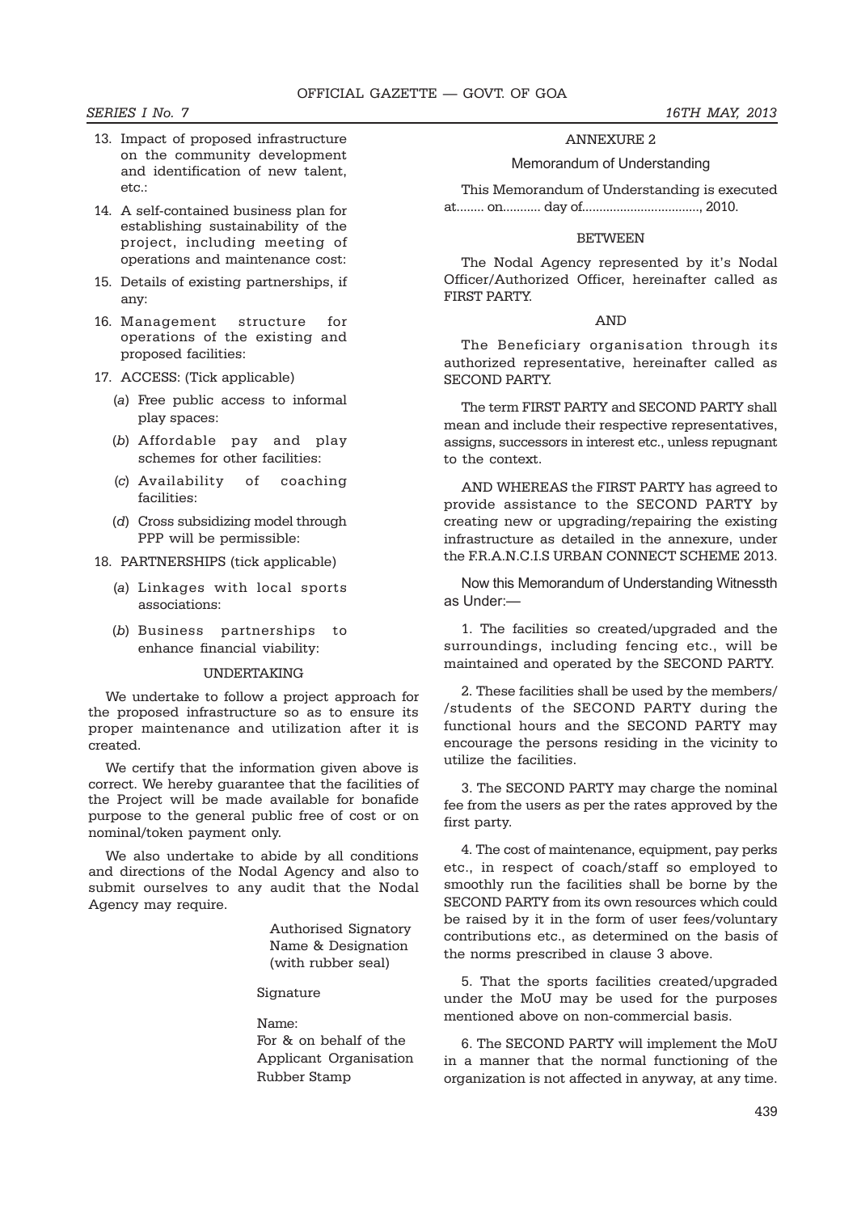13. Impact of proposed infrastructure on the community development and identification of new talent, etc.:

14. A self-contained business plan for establishing sustainability of the project, including meeting of operations and maintenance cost:

15. Details of existing partnerships, if any:

16. Management structure for operations of the existing and proposed facilities:

17. ACCESS: (Tick applicable)

    (*a*) Free public access to informal play spaces:

    (*b*) Affordable pay and play schemes for other facilities:

    (*c*) Availability of coaching facilities:

    (*d*) Cross subsidizing model through PPP will be permissible:

18. PARTNERSHIPS (tick applicable)

    (*a*) Linkages with local sports associations:

    (*b*) Business partnerships to enhance financial viability:

## UNDERTAKING

We undertake to follow a project approach for the proposed infrastructure so as to ensure its proper maintenance and utilization after it is created.

We certify that the information given above is correct. We hereby guarantee that the facilities of the Project will be made available for bonafide purpose to the general public free of cost or on nominal/token payment only.

We also undertake to abide by all conditions and directions of the Nodal Agency and also to submit ourselves to any audit that the Nodal Agency may require.

Authorised Signatory
Name & Designation
(with rubber seal)

Signature

Name:
For & on behalf of the
Applicant Organisation
Rubber Stamp

## ANNEXURE 2

### Memorandum of Understanding

This Memorandum of Understanding is executed at........ on........... day of.................................., 2010.

BETWEEN

The Nodal Agency represented by it's Nodal Officer/Authorized Officer, hereinafter called as FIRST PARTY.

AND

The Beneficiary organisation through its authorized representative, hereinafter called as SECOND PARTY.

The term FIRST PARTY and SECOND PARTY shall mean and include their respective representatives, assigns, successors in interest etc., unless repugnant to the context.

AND WHEREAS the FIRST PARTY has agreed to provide assistance to the SECOND PARTY by creating new or upgrading/repairing the existing infrastructure as detailed in the annexure, under the F.R.A.N.C.I.S URBAN CONNECT SCHEME 2013.

Now this Memorandum of Understanding Witnessth as Under:—

1. The facilities so created/upgraded and the surroundings, including fencing etc., will be maintained and operated by the SECOND PARTY.

2. These facilities shall be used by the members/ /students of the SECOND PARTY during the functional hours and the SECOND PARTY may encourage the persons residing in the vicinity to utilize the facilities.

3. The SECOND PARTY may charge the nominal fee from the users as per the rates approved by the first party.

4. The cost of maintenance, equipment, pay perks etc., in respect of coach/staff so employed to smoothly run the facilities shall be borne by the SECOND PARTY from its own resources which could be raised by it in the form of user fees/voluntary contributions etc., as determined on the basis of the norms prescribed in clause 3 above.

5. That the sports facilities created/upgraded under the MoU may be used for the purposes mentioned above on non-commercial basis.

6. The SECOND PARTY will implement the MoU in a manner that the normal functioning of the organization is not affected in anyway, at any time.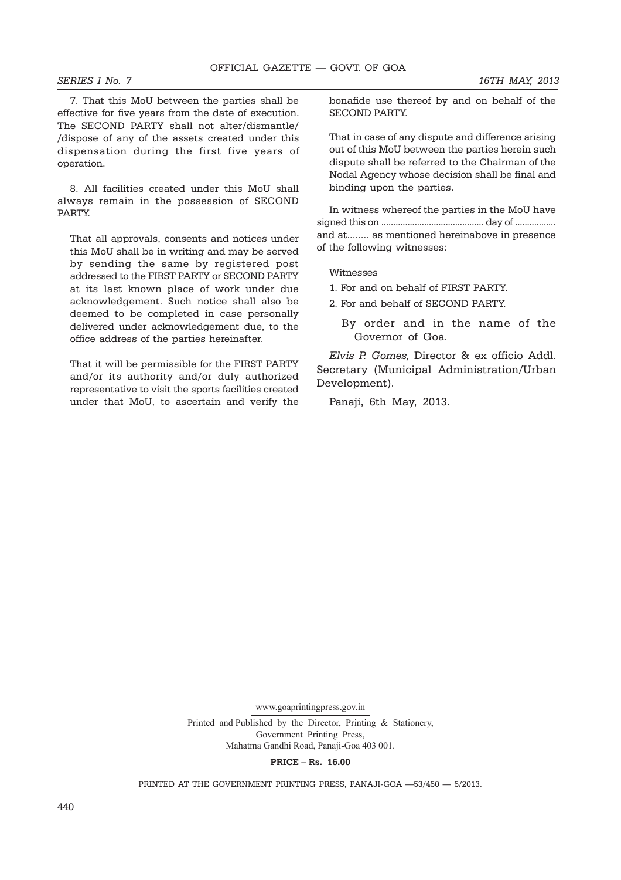7. That this MoU between the parties shall be effective for five years from the date of execution. The SECOND PARTY shall not alter/dismantle/ /dispose of any of the assets created under this dispensation during the first five years of operation.

8. All facilities created under this MoU shall always remain in the possession of SECOND PARTY.

That all approvals, consents and notices under this MoU shall be in writing and may be served by sending the same by registered post addressed to the FIRST PARTY or SECOND PARTY at its last known place of work under due acknowledgement. Such notice shall also be deemed to be completed in case personally delivered under acknowledgement due, to the office address of the parties hereinafter.

That it will be permissible for the FIRST PARTY and/or its authority and/or duly authorized representative to visit the sports facilities created under that MoU, to ascertain and verify the bonafide use thereof by and on behalf of the SECOND PARTY.

That in case of any dispute and difference arising out of this MoU between the parties herein such dispute shall be referred to the Chairman of the Nodal Agency whose decision shall be final and binding upon the parties.

In witness whereof the parties in the MoU have signed this on ........................................... day of ................ and at........ as mentioned hereinabove in presence of the following witnesses:

Witnesses

1. For and on behalf of FIRST PARTY.
2. For and behalf of SECOND PARTY.

By order and in the name of the Governor of Goa.

*Elvis P. Gomes,* Director & ex officio Addl. Secretary (Municipal Administration/Urban Development).

Panaji, 6th May, 2013.

www.goaprintingpress.gov.in

Printed and Published by the Director, Printing & Stationery, Government Printing Press, Mahatma Gandhi Road, Panaji-Goa 403 001.

**PRICE – Rs. 16.00**

PRINTED AT THE GOVERNMENT PRINTING PRESS, PANAJI-GOA —53/450 — 5/2013.